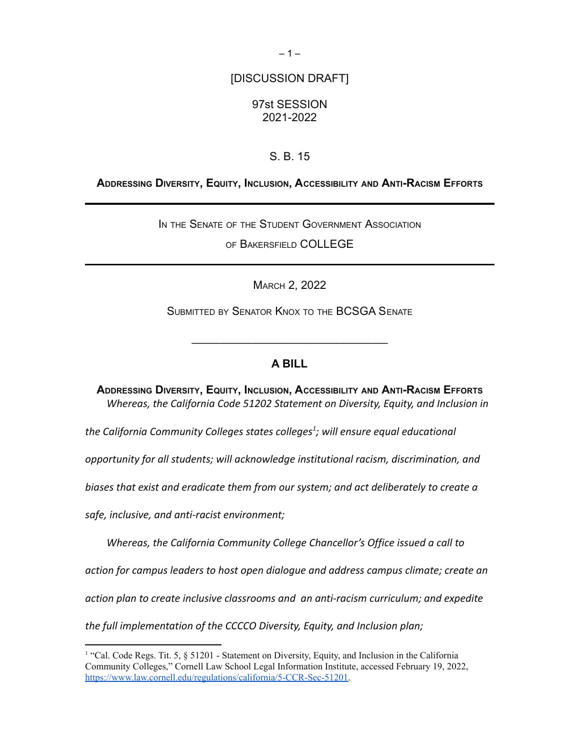[DISCUSSION DRAFT]

97st SESSION
2021-2022

S. B. 15

**ADDRESSING DIVERSITY, EQUITY, INCLUSION, ACCESSIBILITY AND ANTI-RACISM EFFORTS**

---

IN THE SENATE OF THE STUDENT GOVERNMENT ASSOCIATION

OF BAKERSFIELD COLLEGE

---

MARCH 2, 2022

SUBMITTED BY SENATOR KNOX TO THE BCSGA SENATE

---

## A BILL

**ADDRESSING DIVERSITY, EQUITY, INCLUSION, ACCESSIBILITY AND ANTI-RACISM EFFORTS**

*Whereas, the California Code 51202 Statement on Diversity, Equity, and Inclusion in the California Community Colleges states colleges[1]; will ensure equal educational opportunity for all students; will acknowledge institutional racism, discrimination, and biases that exist and eradicate them from our system; and act deliberately to create a safe, inclusive, and anti-racist environment;*

*Whereas, the California Community College Chancellor's Office issued a call to action for campus leaders to host open dialogue and address campus climate; create an action plan to create inclusive classrooms and an anti-racism curriculum; and expedite the full implementation of the CCCCO Diversity, Equity, and Inclusion plan;*

---

[1] "Cal. Code Regs. Tit. 5, § 51201 - Statement on Diversity, Equity, and Inclusion in the California Community Colleges," Cornell Law School Legal Information Institute, accessed February 19, 2022, https://www.law.cornell.edu/regulations/california/5-CCR-Sec-51201.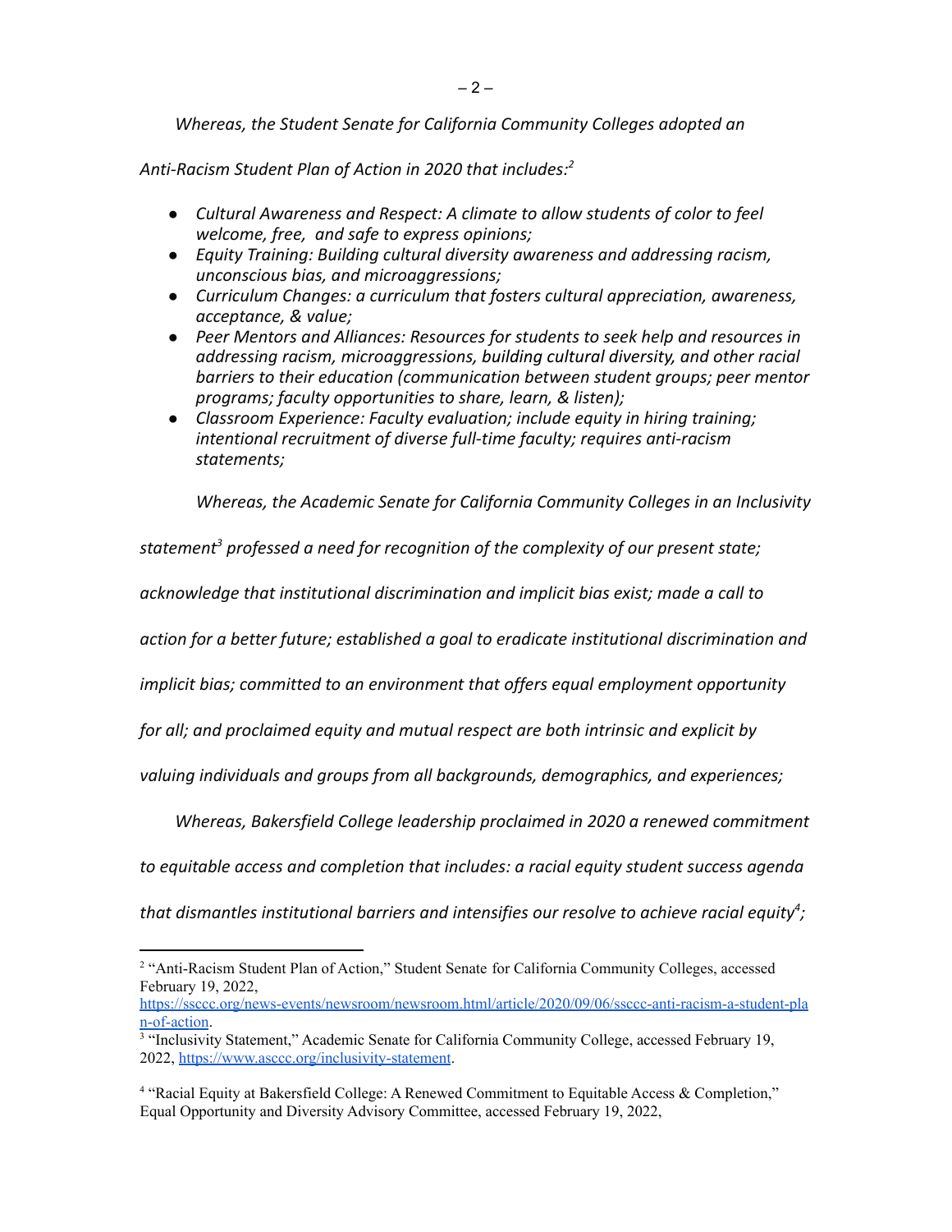*Whereas, the Student Senate for California Community Colleges adopted an Anti-Racism Student Plan of Action in 2020 that includes:*[2]

- *Cultural Awareness and Respect: A climate to allow students of color to feel welcome, free, and safe to express opinions;*
- *Equity Training: Building cultural diversity awareness and addressing racism, unconscious bias, and microaggressions;*
- *Curriculum Changes: a curriculum that fosters cultural appreciation, awareness, acceptance, & value;*
- *Peer Mentors and Alliances: Resources for students to seek help and resources in addressing racism, microaggressions, building cultural diversity, and other racial barriers to their education (communication between student groups; peer mentor programs; faculty opportunities to share, learn, & listen);*
- *Classroom Experience: Faculty evaluation; include equity in hiring training; intentional recruitment of diverse full-time faculty; requires anti-racism statements;*

*Whereas, the Academic Senate for California Community Colleges in an Inclusivity statement*[3] *professed a need for recognition of the complexity of our present state; acknowledge that institutional discrimination and implicit bias exist; made a call to action for a better future; established a goal to eradicate institutional discrimination and implicit bias; committed to an environment that offers equal employment opportunity for all; and proclaimed equity and mutual respect are both intrinsic and explicit by valuing individuals and groups from all backgrounds, demographics, and experiences;*

*Whereas, Bakersfield College leadership proclaimed in 2020 a renewed commitment to equitable access and completion that includes: a racial equity student success agenda that dismantles institutional barriers and intensifies our resolve to achieve racial equity*[4]*;*

---

[2] "Anti-Racism Student Plan of Action," Student Senate for California Community Colleges, accessed February 19, 2022, https://ssccc.org/news-events/newsroom/newsroom.html/article/2020/09/06/ssccc-anti-racism-a-student-plan-of-action.

[3] "Inclusivity Statement," Academic Senate for California Community College, accessed February 19, 2022, https://www.asccc.org/inclusivity-statement.

[4] "Racial Equity at Bakersfield College: A Renewed Commitment to Equitable Access & Completion," Equal Opportunity and Diversity Advisory Committee, accessed February 19, 2022,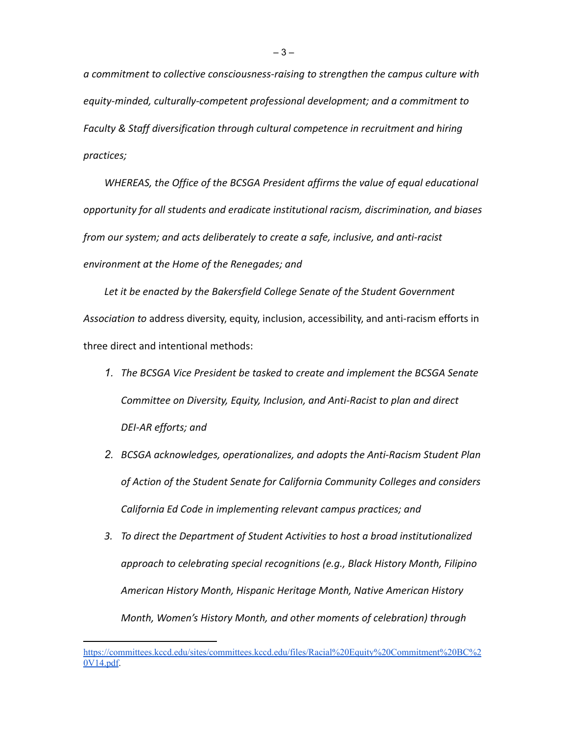*a commitment to collective consciousness-raising to strengthen the campus culture with equity-minded, culturally-competent professional development; and a commitment to Faculty & Staff diversification through cultural competence in recruitment and hiring practices;*

*WHEREAS, the Office of the BCSGA President affirms the value of equal educational opportunity for all students and eradicate institutional racism, discrimination, and biases from our system; and acts deliberately to create a safe, inclusive, and anti-racist environment at the Home of the Renegades; and*

*Let it be enacted by the Bakersfield College Senate of the Student Government Association to* address diversity, equity, inclusion, accessibility, and anti-racism efforts in three direct and intentional methods:

1. *The BCSGA Vice President be tasked to create and implement the BCSGA Senate Committee on Diversity, Equity, Inclusion, and Anti-Racist to plan and direct DEI-AR efforts; and*
2. *BCSGA acknowledges, operationalizes, and adopts the Anti-Racism Student Plan of Action of the Student Senate for California Community Colleges and considers California Ed Code in implementing relevant campus practices; and*
3. *To direct the Department of Student Activities to host a broad institutionalized approach to celebrating special recognitions (e.g., Black History Month, Filipino American History Month, Hispanic Heritage Month, Native American History Month, Women's History Month, and other moments of celebration) through*

---

https://committees.kccd.edu/sites/committees.kccd.edu/files/Racial%20Equity%20Commitment%20BC%20V14.pdf.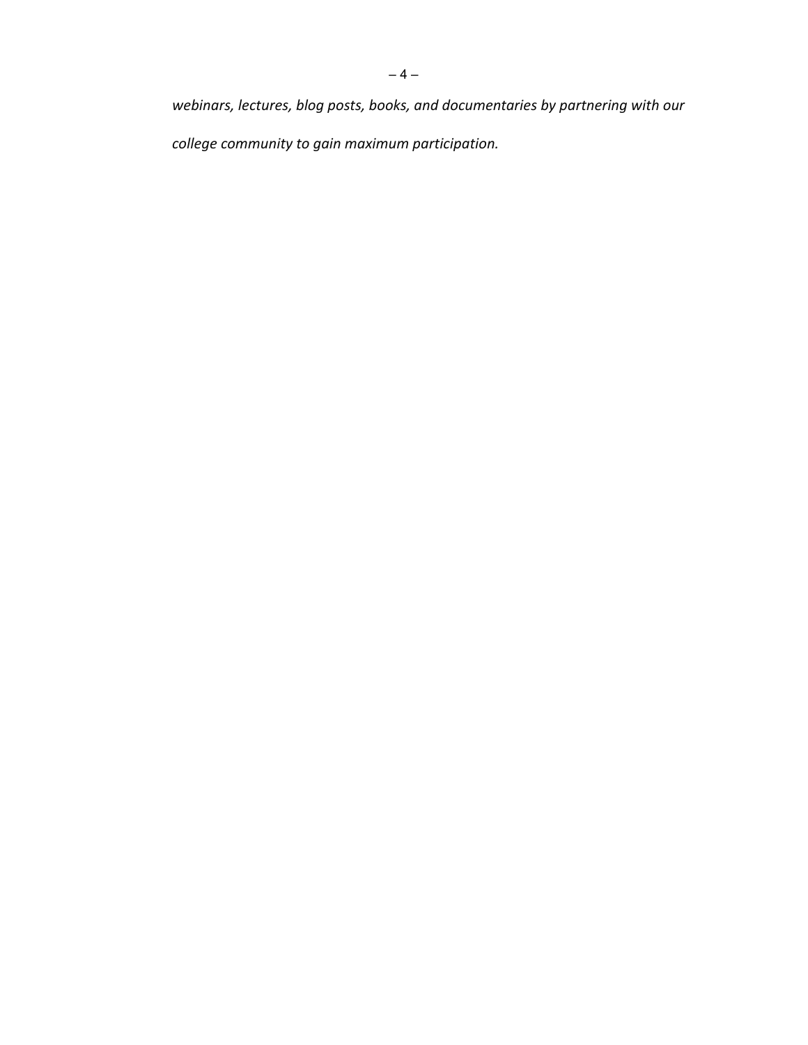*webinars, lectures, blog posts, books, and documentaries by partnering with our college community to gain maximum participation.*